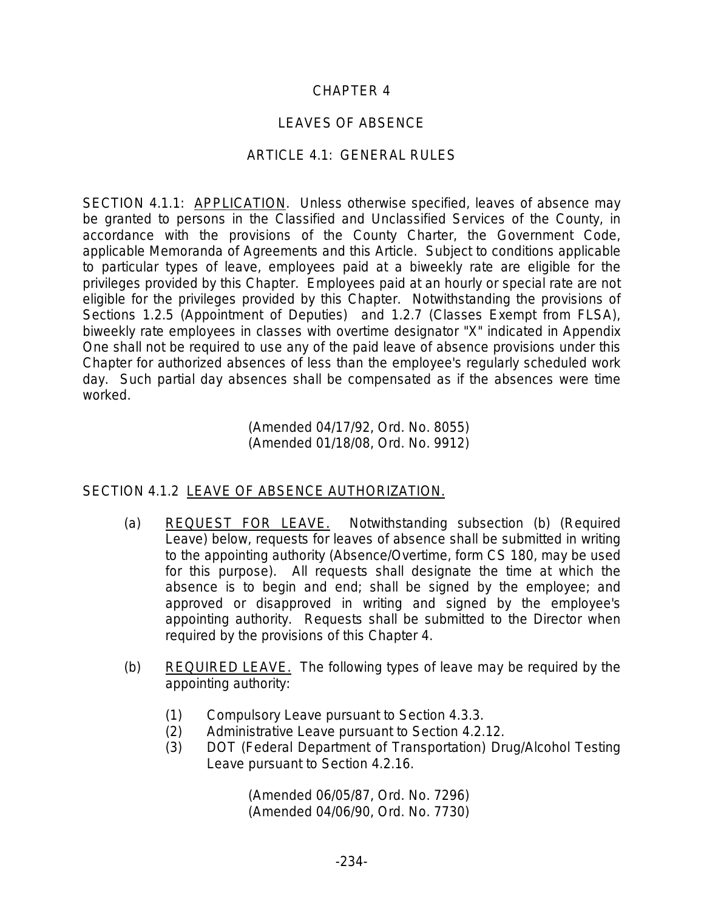# CHAPTER 4

# LEAVES OF ABSENCE

## ARTICLE 4.1: GENERAL RULES

SECTION 4.1.1: APPLICATION. Unless otherwise specified, leaves of absence may be granted to persons in the Classified and Unclassified Services of the County, in accordance with the provisions of the County Charter, the Government Code, applicable Memoranda of Agreements and this Article. Subject to conditions applicable to particular types of leave, employees paid at a biweekly rate are eligible for the privileges provided by this Chapter. Employees paid at an hourly or special rate are not eligible for the privileges provided by this Chapter. Notwithstanding the provisions of Sections 1.2.5 (Appointment of Deputies) and 1.2.7 (Classes Exempt from FLSA), biweekly rate employees in classes with overtime designator "X" indicated in Appendix One shall not be required to use any of the paid leave of absence provisions under this Chapter for authorized absences of less than the employee's regularly scheduled work day. Such partial day absences shall be compensated as if the absences were time worked.

(Amended 04/17/92, Ord. No. 8055)
(Amended 01/18/08, Ord. No. 9912)

SECTION 4.1.2 LEAVE OF ABSENCE AUTHORIZATION.

(a) REQUEST FOR LEAVE. Notwithstanding subsection (b) (Required Leave) below, requests for leaves of absence shall be submitted in writing to the appointing authority (Absence/Overtime, form CS 180, may be used for this purpose). All requests shall designate the time at which the absence is to begin and end; shall be signed by the employee; and approved or disapproved in writing and signed by the employee's appointing authority. Requests shall be submitted to the Director when required by the provisions of this Chapter 4.

(b) REQUIRED LEAVE. The following types of leave may be required by the appointing authority:

(1) Compulsory Leave pursuant to Section 4.3.3.
(2) Administrative Leave pursuant to Section 4.2.12.
(3) DOT (Federal Department of Transportation) Drug/Alcohol Testing Leave pursuant to Section 4.2.16.

(Amended 06/05/87, Ord. No. 7296)
(Amended 04/06/90, Ord. No. 7730)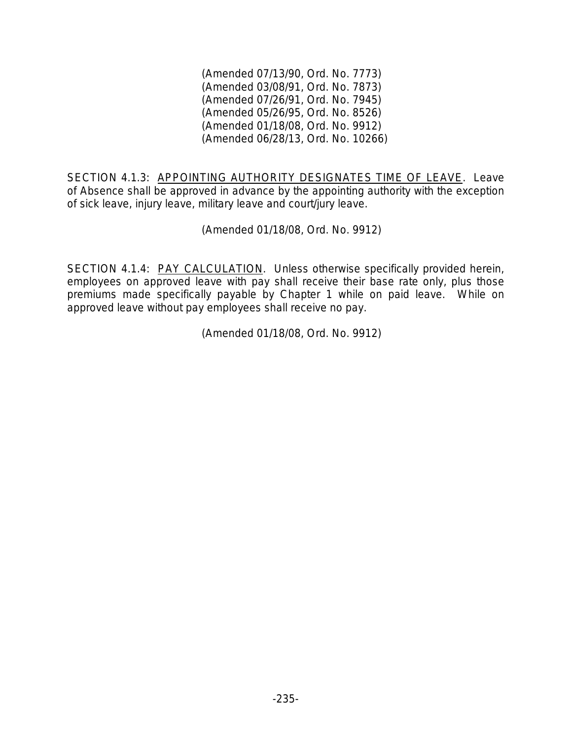(Amended 07/13/90, Ord. No. 7773)
(Amended 03/08/91, Ord. No. 7873)
(Amended 07/26/91, Ord. No. 7945)
(Amended 05/26/95, Ord. No. 8526)
(Amended 01/18/08, Ord. No. 9912)
(Amended 06/28/13, Ord. No. 10266)

SECTION 4.1.3: APPOINTING AUTHORITY DESIGNATES TIME OF LEAVE. Leave of Absence shall be approved in advance by the appointing authority with the exception of sick leave, injury leave, military leave and court/jury leave.

(Amended 01/18/08, Ord. No. 9912)

SECTION 4.1.4: PAY CALCULATION. Unless otherwise specifically provided herein, employees on approved leave with pay shall receive their base rate only, plus those premiums made specifically payable by Chapter 1 while on paid leave. While on approved leave without pay employees shall receive no pay.

(Amended 01/18/08, Ord. No. 9912)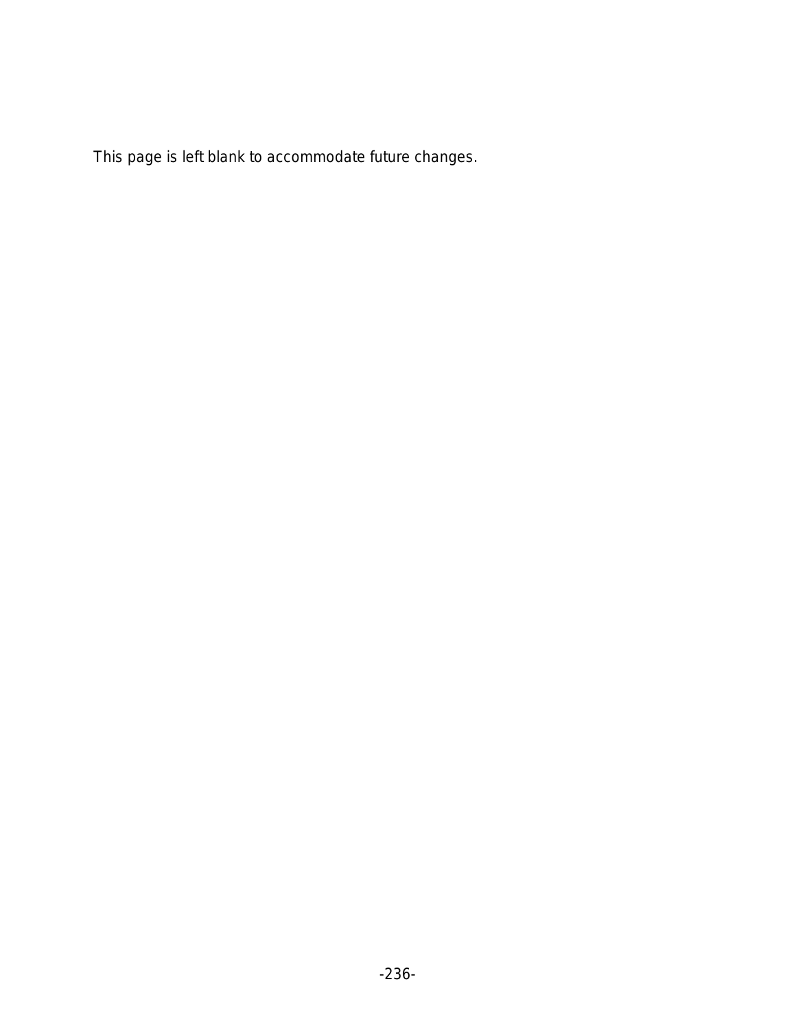This page is left blank to accommodate future changes.